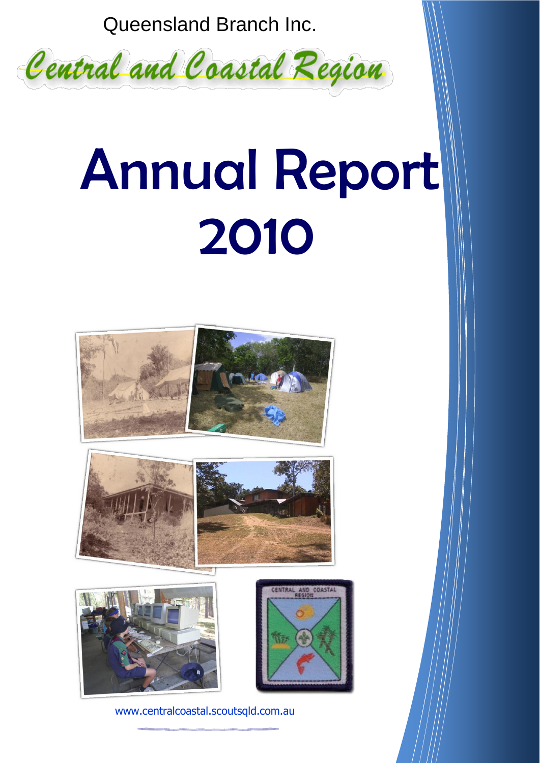Queensland Branch Inc.

Central and Coastal Region

# Annual Report 2010

www.centralcoastal.scoutsqld.com.au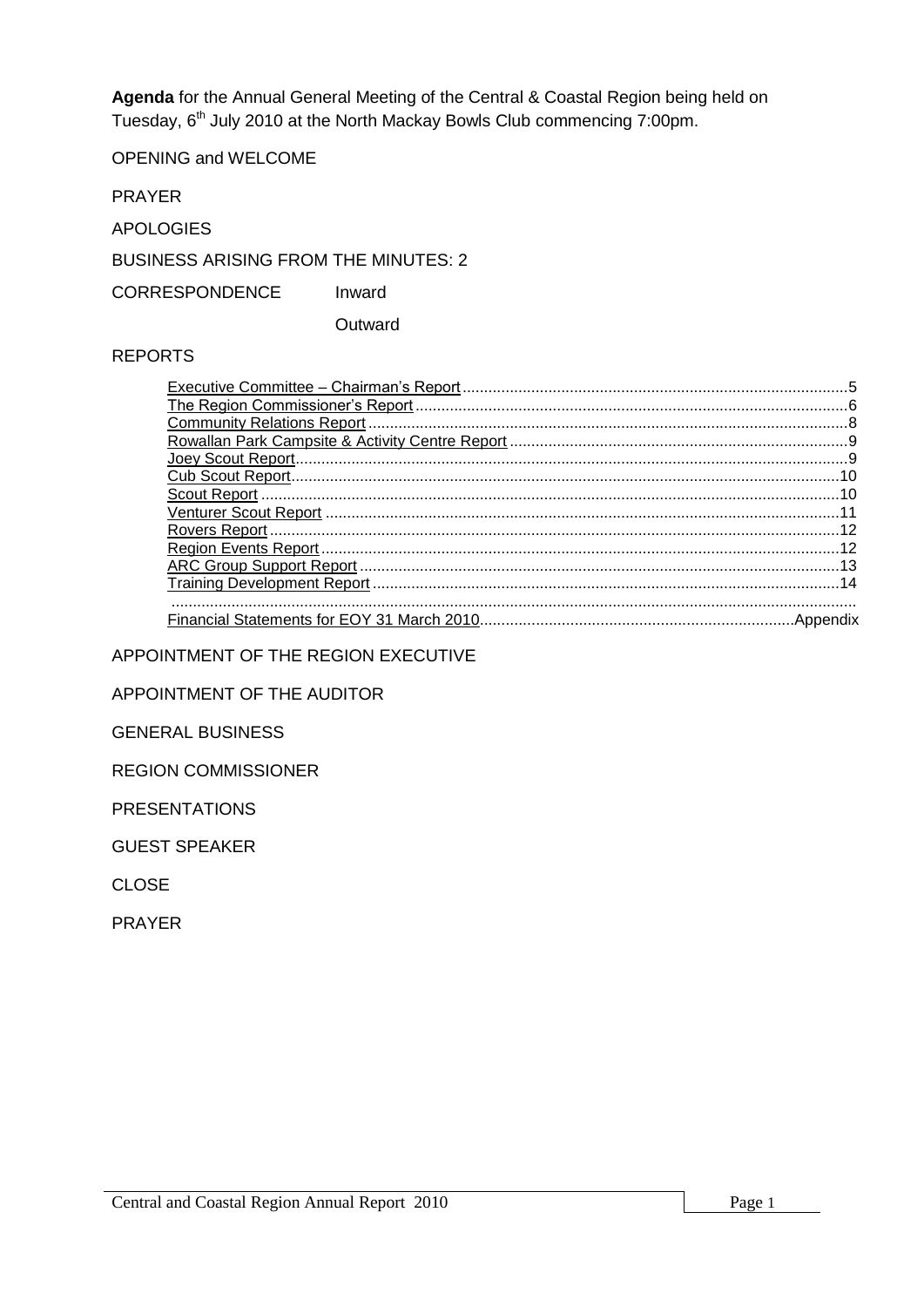**Agenda** for the Annual General Meeting of the Central & Coastal Region being held on Tuesday, 6th July 2010 at the North Mackay Bowls Club commencing 7:00pm.

OPENING and WELCOME

PRAYER

APOLOGIES

BUSINESS ARISING FROM THE MINUTES: 2

CORRESPONDENCE Inward

Outward

REPORTS

- Executive Committee – Chairman's Report ........ 5
- The Region Commissioner's Report ........ 6
- Community Relations Report ........ 8
- Rowallan Park Campsite & Activity Centre Report ........ 9
- Joey Scout Report ........ 9
- Cub Scout Report ........ 10
- Scout Report ........ 10
- Venturer Scout Report ........ 11
- Rovers Report ........ 12
- Region Events Report ........ 12
- ARC Group Support Report ........ 13
- Training Development Report ........ 14
- Financial Statements for EOY 31 March 2010 ........ Appendix

APPOINTMENT OF THE REGION EXECUTIVE

APPOINTMENT OF THE AUDITOR

GENERAL BUSINESS

REGION COMMISSIONER

PRESENTATIONS

GUEST SPEAKER

CLOSE

PRAYER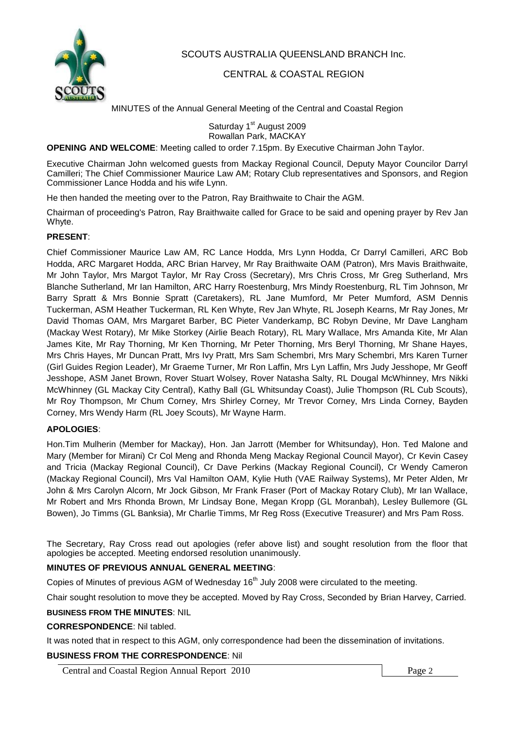SCOUTS AUSTRALIA QUEENSLAND BRANCH Inc.

CENTRAL & COASTAL REGION

MINUTES of the Annual General Meeting of the Central and Coastal Region

Saturday 1st August 2009
Rowallan Park, MACKAY

**OPENING AND WELCOME**: Meeting called to order 7.15pm. By Executive Chairman John Taylor.

Executive Chairman John welcomed guests from Mackay Regional Council, Deputy Mayor Councilor Darryl Camilleri; The Chief Commissioner Maurice Law AM; Rotary Club representatives and Sponsors, and Region Commissioner Lance Hodda and his wife Lynn.

He then handed the meeting over to the Patron, Ray Braithwaite to Chair the AGM.

Chairman of proceeding's Patron, Ray Braithwaite called for Grace to be said and opening prayer by Rev Jan Whyte.

**PRESENT**:

Chief Commissioner Maurice Law AM, RC Lance Hodda, Mrs Lynn Hodda, Cr Darryl Camilleri, ARC Bob Hodda, ARC Margaret Hodda, ARC Brian Harvey, Mr Ray Braithwaite OAM (Patron), Mrs Mavis Braithwaite, Mr John Taylor, Mrs Margot Taylor, Mr Ray Cross (Secretary), Mrs Chris Cross, Mr Greg Sutherland, Mrs Blanche Sutherland, Mr Ian Hamilton, ARC Harry Roestenburg, Mrs Mindy Roestenburg, RL Tim Johnson, Mr Barry Spratt & Mrs Bonnie Spratt (Caretakers), RL Jane Mumford, Mr Peter Mumford, ASM Dennis Tuckerman, ASM Heather Tuckerman, RL Ken Whyte, Rev Jan Whyte, RL Joseph Kearns, Mr Ray Jones, Mr David Thomas OAM, Mrs Margaret Barber, BC Pieter Vanderkamp, BC Robyn Devine, Mr Dave Langham (Mackay West Rotary), Mr Mike Storkey (Airlie Beach Rotary), RL Mary Wallace, Mrs Amanda Kite, Mr Alan James Kite, Mr Ray Thorning, Mr Ken Thorning, Mr Peter Thorning, Mrs Beryl Thorning, Mr Shane Hayes, Mrs Chris Hayes, Mr Duncan Pratt, Mrs Ivy Pratt, Mrs Sam Schembri, Mrs Mary Schembri, Mrs Karen Turner (Girl Guides Region Leader), Mr Graeme Turner, Mr Ron Laffin, Mrs Lyn Laffin, Mrs Judy Jesshope, Mr Geoff Jesshope, ASM Janet Brown, Rover Stuart Wolsey, Rover Natasha Salty, RL Dougal McWhinney, Mrs Nikki McWhinney (GL Mackay City Central), Kathy Ball (GL Whitsunday Coast), Julie Thompson (RL Cub Scouts), Mr Roy Thompson, Mr Chum Corney, Mrs Shirley Corney, Mr Trevor Corney, Mrs Linda Corney, Bayden Corney, Mrs Wendy Harm (RL Joey Scouts), Mr Wayne Harm.

**APOLOGIES**:

Hon.Tim Mulherin (Member for Mackay), Hon. Jan Jarrott (Member for Whitsunday), Hon. Ted Malone and Mary (Member for Mirani) Cr Col Meng and Rhonda Meng Mackay Regional Council Mayor), Cr Kevin Casey and Tricia (Mackay Regional Council), Cr Dave Perkins (Mackay Regional Council), Cr Wendy Cameron (Mackay Regional Council), Mrs Val Hamilton OAM, Kylie Huth (VAE Railway Systems), Mr Peter Alden, Mr John & Mrs Carolyn Alcorn, Mr Jock Gibson, Mr Frank Fraser (Port of Mackay Rotary Club), Mr Ian Wallace, Mr Robert and Mrs Rhonda Brown, Mr Lindsay Bone, Megan Kropp (GL Moranbah), Lesley Bullemore (GL Bowen), Jo Timms (GL Banksia), Mr Charlie Timms, Mr Reg Ross (Executive Treasurer) and Mrs Pam Ross.

The Secretary, Ray Cross read out apologies (refer above list) and sought resolution from the floor that apologies be accepted. Meeting endorsed resolution unanimously.

**MINUTES OF PREVIOUS ANNUAL GENERAL MEETING**:

Copies of Minutes of previous AGM of Wednesday 16th July 2008 were circulated to the meeting.

Chair sought resolution to move they be accepted. Moved by Ray Cross, Seconded by Brian Harvey, Carried.

**BUSINESS FROM THE MINUTES**: NIL

**CORRESPONDENCE**: Nil tabled.

It was noted that in respect to this AGM, only correspondence had been the dissemination of invitations.

**BUSINESS FROM THE CORRESPONDENCE**: Nil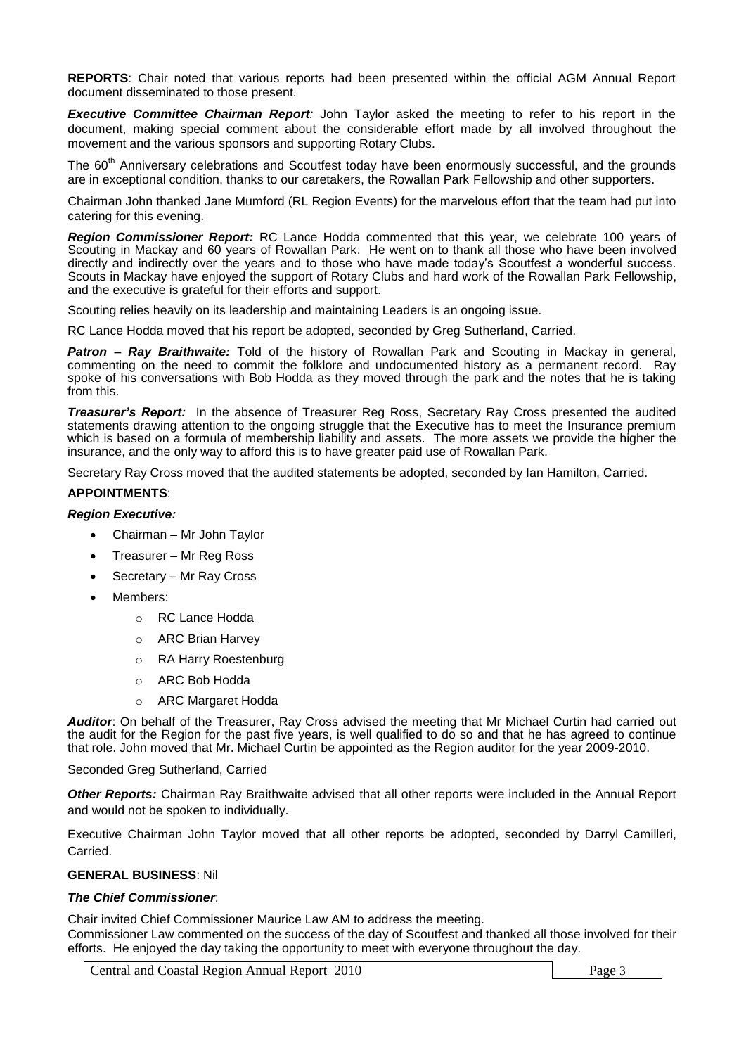**REPORTS**: Chair noted that various reports had been presented within the official AGM Annual Report document disseminated to those present.

***Executive Committee Chairman Report**:* John Taylor asked the meeting to refer to his report in the document, making special comment about the considerable effort made by all involved throughout the movement and the various sponsors and supporting Rotary Clubs.

The 60th Anniversary celebrations and Scoutfest today have been enormously successful, and the grounds are in exceptional condition, thanks to our caretakers, the Rowallan Park Fellowship and other supporters.

Chairman John thanked Jane Mumford (RL Region Events) for the marvelous effort that the team had put into catering for this evening.

***Region Commissioner Report:*** RC Lance Hodda commented that this year, we celebrate 100 years of Scouting in Mackay and 60 years of Rowallan Park. He went on to thank all those who have been involved directly and indirectly over the years and to those who have made today's Scoutfest a wonderful success. Scouts in Mackay have enjoyed the support of Rotary Clubs and hard work of the Rowallan Park Fellowship, and the executive is grateful for their efforts and support.

Scouting relies heavily on its leadership and maintaining Leaders is an ongoing issue.

RC Lance Hodda moved that his report be adopted, seconded by Greg Sutherland, Carried.

***Patron – Ray Braithwaite:*** Told of the history of Rowallan Park and Scouting in Mackay in general, commenting on the need to commit the folklore and undocumented history as a permanent record. Ray spoke of his conversations with Bob Hodda as they moved through the park and the notes that he is taking from this.

***Treasurer's Report:*** In the absence of Treasurer Reg Ross, Secretary Ray Cross presented the audited statements drawing attention to the ongoing struggle that the Executive has to meet the Insurance premium which is based on a formula of membership liability and assets. The more assets we provide the higher the insurance, and the only way to afford this is to have greater paid use of Rowallan Park.

Secretary Ray Cross moved that the audited statements be adopted, seconded by Ian Hamilton, Carried.

**APPOINTMENTS**:

***Region Executive:***

- Chairman – Mr John Taylor
- Treasurer – Mr Reg Ross
- Secretary – Mr Ray Cross
- Members:
  - RC Lance Hodda
  - ARC Brian Harvey
  - RA Harry Roestenburg
  - ARC Bob Hodda
  - ARC Margaret Hodda

***Auditor***: On behalf of the Treasurer, Ray Cross advised the meeting that Mr Michael Curtin had carried out the audit for the Region for the past five years, is well qualified to do so and that he has agreed to continue that role. John moved that Mr. Michael Curtin be appointed as the Region auditor for the year 2009-2010.

Seconded Greg Sutherland, Carried

***Other Reports:*** Chairman Ray Braithwaite advised that all other reports were included in the Annual Report and would not be spoken to individually.

Executive Chairman John Taylor moved that all other reports be adopted, seconded by Darryl Camilleri, Carried.

**GENERAL BUSINESS**: Nil

***The Chief Commissioner***:

Chair invited Chief Commissioner Maurice Law AM to address the meeting.
Commissioner Law commented on the success of the day of Scoutfest and thanked all those involved for their efforts. He enjoyed the day taking the opportunity to meet with everyone throughout the day.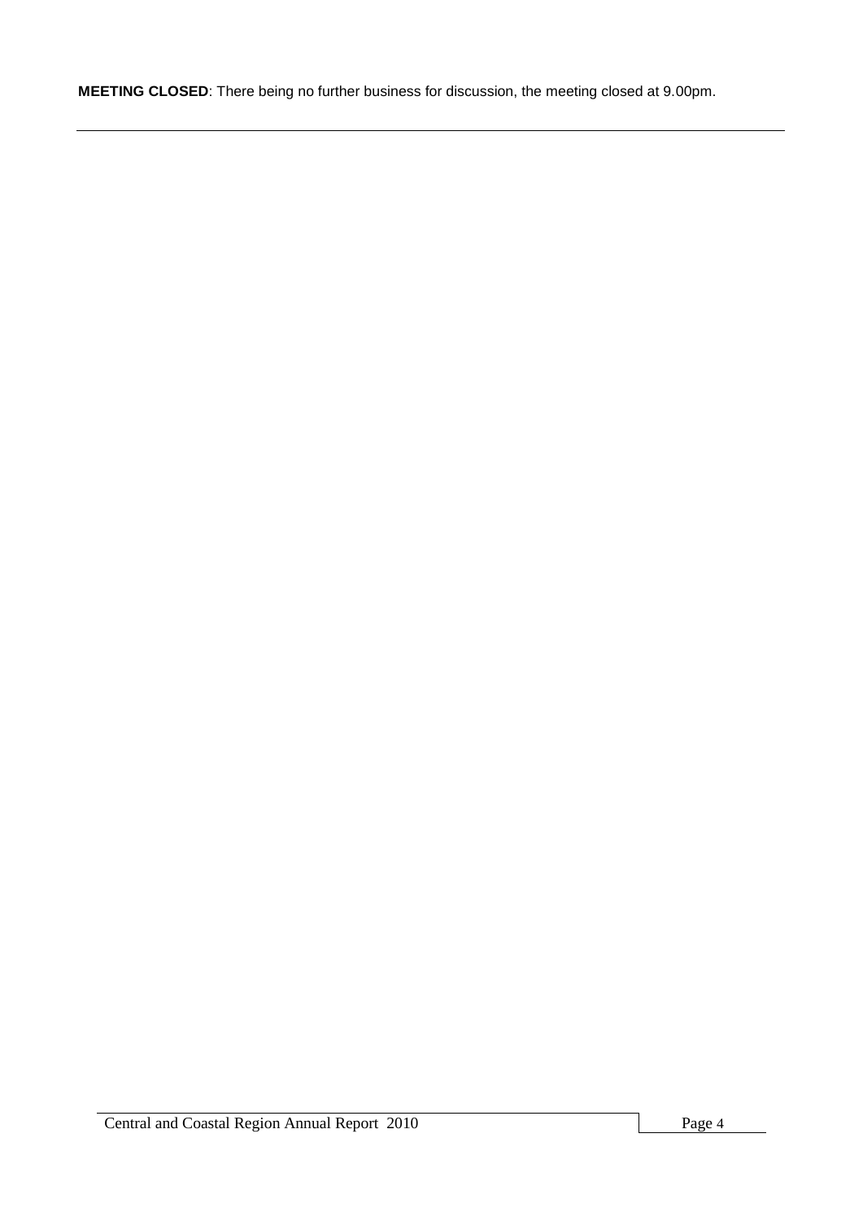**MEETING CLOSED**: There being no further business for discussion, the meeting closed at 9.00pm.

---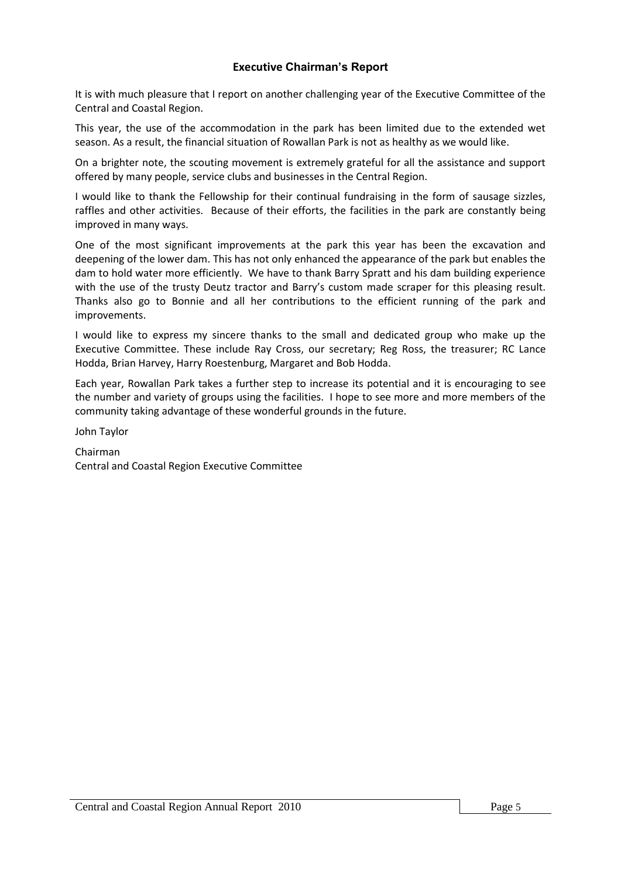## Executive Chairman's Report

It is with much pleasure that I report on another challenging year of the Executive Committee of the Central and Coastal Region.

This year, the use of the accommodation in the park has been limited due to the extended wet season. As a result, the financial situation of Rowallan Park is not as healthy as we would like.

On a brighter note, the scouting movement is extremely grateful for all the assistance and support offered by many people, service clubs and businesses in the Central Region.

I would like to thank the Fellowship for their continual fundraising in the form of sausage sizzles, raffles and other activities. Because of their efforts, the facilities in the park are constantly being improved in many ways.

One of the most significant improvements at the park this year has been the excavation and deepening of the lower dam. This has not only enhanced the appearance of the park but enables the dam to hold water more efficiently. We have to thank Barry Spratt and his dam building experience with the use of the trusty Deutz tractor and Barry's custom made scraper for this pleasing result. Thanks also go to Bonnie and all her contributions to the efficient running of the park and improvements.

I would like to express my sincere thanks to the small and dedicated group who make up the Executive Committee. These include Ray Cross, our secretary; Reg Ross, the treasurer; RC Lance Hodda, Brian Harvey, Harry Roestenburg, Margaret and Bob Hodda.

Each year, Rowallan Park takes a further step to increase its potential and it is encouraging to see the number and variety of groups using the facilities. I hope to see more and more members of the community taking advantage of these wonderful grounds in the future.

John Taylor

Chairman
Central and Coastal Region Executive Committee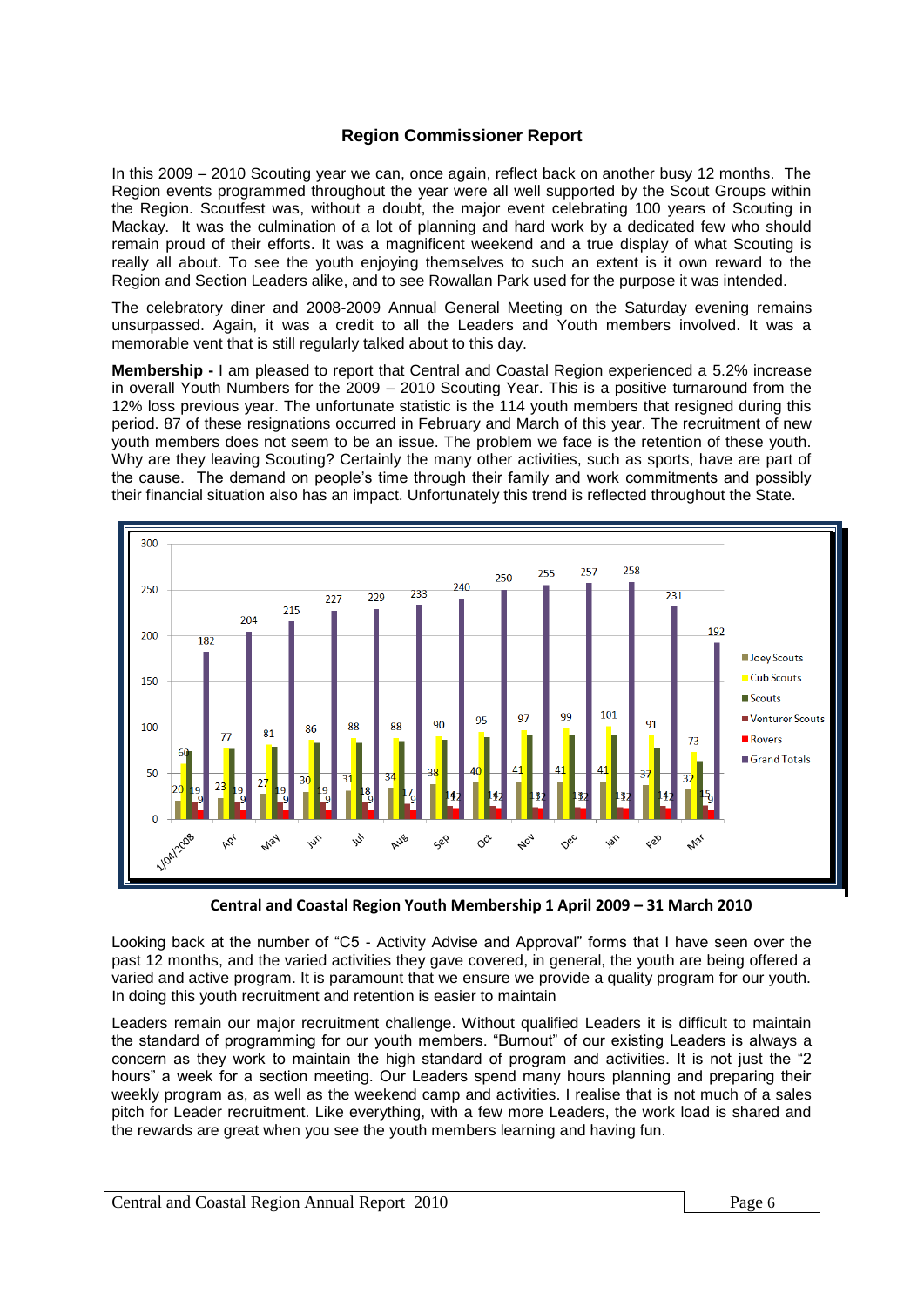## Region Commissioner Report

In this 2009 – 2010 Scouting year we can, once again, reflect back on another busy 12 months. The Region events programmed throughout the year were all well supported by the Scout Groups within the Region. Scoutfest was, without a doubt, the major event celebrating 100 years of Scouting in Mackay. It was the culmination of a lot of planning and hard work by a dedicated few who should remain proud of their efforts. It was a magnificent weekend and a true display of what Scouting is really all about. To see the youth enjoying themselves to such an extent is it own reward to the Region and Section Leaders alike, and to see Rowallan Park used for the purpose it was intended.

The celebratory diner and 2008-2009 Annual General Meeting on the Saturday evening remains unsurpassed. Again, it was a credit to all the Leaders and Youth members involved. It was a memorable vent that is still regularly talked about to this day.

**Membership -** I am pleased to report that Central and Coastal Region experienced a 5.2% increase in overall Youth Numbers for the 2009 – 2010 Scouting Year. This is a positive turnaround from the 12% loss previous year. The unfortunate statistic is the 114 youth members that resigned during this period. 87 of these resignations occurred in February and March of this year. The recruitment of new youth members does not seem to be an issue. The problem we face is the retention of these youth. Why are they leaving Scouting? Certainly the many other activities, such as sports, have are part of the cause. The demand on people's time through their family and work commitments and possibly their financial situation also has an impact. Unfortunately this trend is reflected throughout the State.

| Month | Joey Scouts | Cub Scouts | Scouts | Venturer Scouts | Rovers | Grand Totals |
|---|---|---|---|---|---|---|
| 1/04/2008 | 20 | 60 | | 19 | 9 | 182 |
| Apr | 23 | 77 | | 19 | 9 | 204 |
| May | 27 | 81 | | 19 | 9 | 215 |
| Jun | 30 | 86 | | 19 | 9 | 227 |
| Jul | 31 | 88 | | 18 | 9 | 229 |
| Aug | 34 | 88 | | 17 | 9 | 233 |
| Sep | 38 | 90 | | 14 | 12 | 240 |
| Oct | 40 | 95 | | 14 | 12 | 250 |
| Nov | 41 | 97 | | 13 | 12 | 255 |
| Dec | 41 | 99 | | 13 | 12 | 257 |
| Jan | 41 | 101 | | 13 | 12 | 258 |
| Feb | 37 | 91 | | 14 | 12 | 231 |
| Mar | 32 | 73 | | 15 | 9 | 192 |

**Central and Coastal Region Youth Membership 1 April 2009 – 31 March 2010**

Looking back at the number of "C5 - Activity Advise and Approval" forms that I have seen over the past 12 months, and the varied activities they gave covered, in general, the youth are being offered a varied and active program. It is paramount that we ensure we provide a quality program for our youth. In doing this youth recruitment and retention is easier to maintain

Leaders remain our major recruitment challenge. Without qualified Leaders it is difficult to maintain the standard of programming for our youth members. "Burnout" of our existing Leaders is always a concern as they work to maintain the high standard of program and activities. It is not just the "2 hours" a week for a section meeting. Our Leaders spend many hours planning and preparing their weekly program as, as well as the weekend camp and activities. I realise that is not much of a sales pitch for Leader recruitment. Like everything, with a few more Leaders, the work load is shared and the rewards are great when you see the youth members learning and having fun.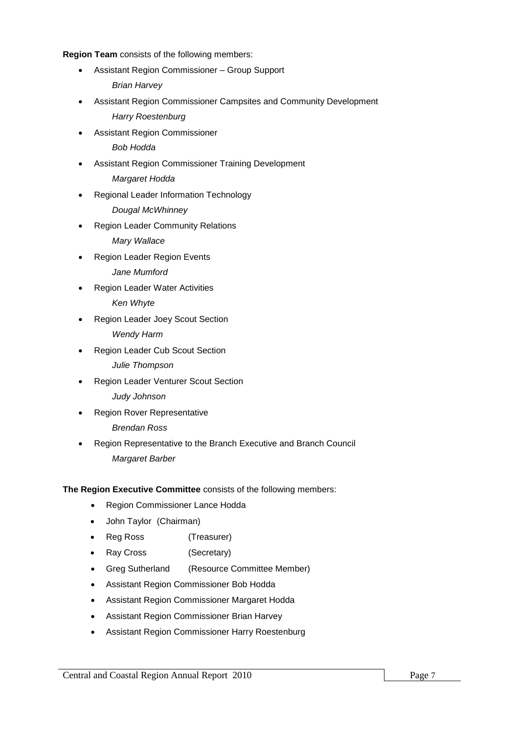**Region Team** consists of the following members:

- Assistant Region Commissioner – Group Support
  *Brian Harvey*
- Assistant Region Commissioner Campsites and Community Development
  *Harry Roestenburg*
- Assistant Region Commissioner
  *Bob Hodda*
- Assistant Region Commissioner Training Development
  *Margaret Hodda*
- Regional Leader Information Technology
  *Dougal McWhinney*
- Region Leader Community Relations
  *Mary Wallace*
- Region Leader Region Events
  *Jane Mumford*
- Region Leader Water Activities
  *Ken Whyte*
- Region Leader Joey Scout Section
  *Wendy Harm*
- Region Leader Cub Scout Section
  *Julie Thompson*
- Region Leader Venturer Scout Section
  *Judy Johnson*
- Region Rover Representative
  *Brendan Ross*
- Region Representative to the Branch Executive and Branch Council
  *Margaret Barber*

**The Region Executive Committee** consists of the following members:

- Region Commissioner Lance Hodda
- John Taylor (Chairman)
- Reg Ross (Treasurer)
- Ray Cross (Secretary)
- Greg Sutherland (Resource Committee Member)
- Assistant Region Commissioner Bob Hodda
- Assistant Region Commissioner Margaret Hodda
- Assistant Region Commissioner Brian Harvey
- Assistant Region Commissioner Harry Roestenburg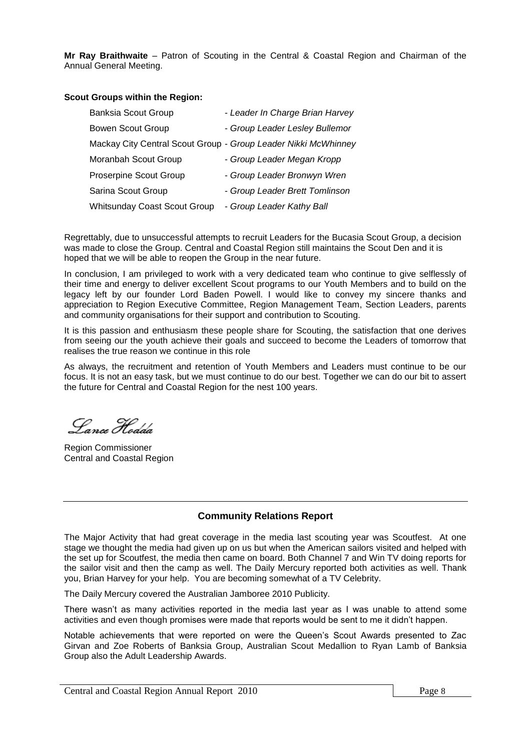**Mr Ray Braithwaite** – Patron of Scouting in the Central & Coastal Region and Chairman of the Annual General Meeting.

**Scout Groups within the Region:**

| | |
|---|---|
| Banksia Scout Group | *- Leader In Charge Brian Harvey* |
| Bowen Scout Group | *- Group Leader Lesley Bullemor* |
| Mackay City Central Scout Group | *- Group Leader Nikki McWhinney* |
| Moranbah Scout Group | *- Group Leader Megan Kropp* |
| Proserpine Scout Group | *- Group Leader Bronwyn Wren* |
| Sarina Scout Group | *- Group Leader Brett Tomlinson* |
| Whitsunday Coast Scout Group | *- Group Leader Kathy Ball* |

Regrettably, due to unsuccessful attempts to recruit Leaders for the Bucasia Scout Group, a decision was made to close the Group. Central and Coastal Region still maintains the Scout Den and it is hoped that we will be able to reopen the Group in the near future.

In conclusion, I am privileged to work with a very dedicated team who continue to give selflessly of their time and energy to deliver excellent Scout programs to our Youth Members and to build on the legacy left by our founder Lord Baden Powell. I would like to convey my sincere thanks and appreciation to Region Executive Committee, Region Management Team, Section Leaders, parents and community organisations for their support and contribution to Scouting.

It is this passion and enthusiasm these people share for Scouting, the satisfaction that one derives from seeing our the youth achieve their goals and succeed to become the Leaders of tomorrow that realises the true reason we continue in this role

As always, the recruitment and retention of Youth Members and Leaders must continue to be our focus. It is not an easy task, but we must continue to do our best. Together we can do our bit to assert the future for Central and Coastal Region for the nest 100 years.

*Lance Hodda*

Region Commissioner
Central and Coastal Region

---

## Community Relations Report

The Major Activity that had great coverage in the media last scouting year was Scoutfest. At one stage we thought the media had given up on us but when the American sailors visited and helped with the set up for Scoutfest, the media then came on board. Both Channel 7 and Win TV doing reports for the sailor visit and then the camp as well. The Daily Mercury reported both activities as well. Thank you, Brian Harvey for your help. You are becoming somewhat of a TV Celebrity.

The Daily Mercury covered the Australian Jamboree 2010 Publicity.

There wasn't as many activities reported in the media last year as I was unable to attend some activities and even though promises were made that reports would be sent to me it didn't happen.

Notable achievements that were reported on were the Queen's Scout Awards presented to Zac Girvan and Zoe Roberts of Banksia Group, Australian Scout Medallion to Ryan Lamb of Banksia Group also the Adult Leadership Awards.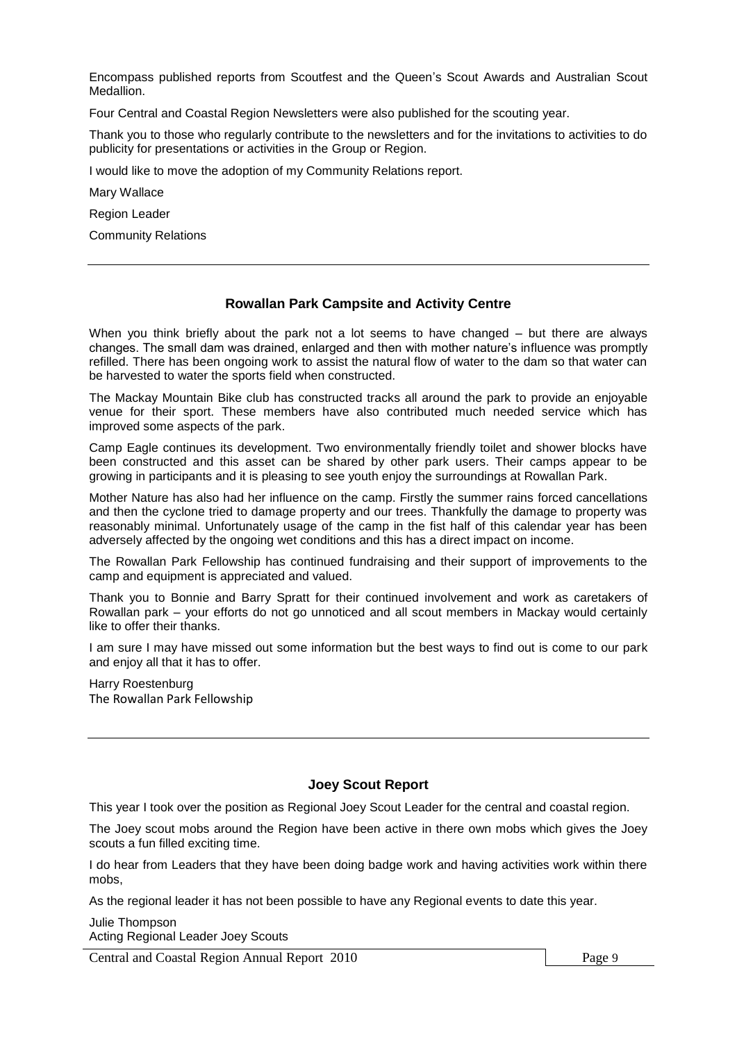Encompass published reports from Scoutfest and the Queen's Scout Awards and Australian Scout Medallion.

Four Central and Coastal Region Newsletters were also published for the scouting year.

Thank you to those who regularly contribute to the newsletters and for the invitations to activities to do publicity for presentations or activities in the Group or Region.

I would like to move the adoption of my Community Relations report.

Mary Wallace

Region Leader

Community Relations

---

## Rowallan Park Campsite and Activity Centre

When you think briefly about the park not a lot seems to have changed – but there are always changes. The small dam was drained, enlarged and then with mother nature's influence was promptly refilled. There has been ongoing work to assist the natural flow of water to the dam so that water can be harvested to water the sports field when constructed.

The Mackay Mountain Bike club has constructed tracks all around the park to provide an enjoyable venue for their sport. These members have also contributed much needed service which has improved some aspects of the park.

Camp Eagle continues its development. Two environmentally friendly toilet and shower blocks have been constructed and this asset can be shared by other park users. Their camps appear to be growing in participants and it is pleasing to see youth enjoy the surroundings at Rowallan Park.

Mother Nature has also had her influence on the camp. Firstly the summer rains forced cancellations and then the cyclone tried to damage property and our trees. Thankfully the damage to property was reasonably minimal. Unfortunately usage of the camp in the fist half of this calendar year has been adversely affected by the ongoing wet conditions and this has a direct impact on income.

The Rowallan Park Fellowship has continued fundraising and their support of improvements to the camp and equipment is appreciated and valued.

Thank you to Bonnie and Barry Spratt for their continued involvement and work as caretakers of Rowallan park – your efforts do not go unnoticed and all scout members in Mackay would certainly like to offer their thanks.

I am sure I may have missed out some information but the best ways to find out is come to our park and enjoy all that it has to offer.

Harry Roestenburg
The Rowallan Park Fellowship

---

## Joey Scout Report

This year I took over the position as Regional Joey Scout Leader for the central and coastal region.

The Joey scout mobs around the Region have been active in there own mobs which gives the Joey scouts a fun filled exciting time.

I do hear from Leaders that they have been doing badge work and having activities work within there mobs,

As the regional leader it has not been possible to have any Regional events to date this year.

Julie Thompson
Acting Regional Leader Joey Scouts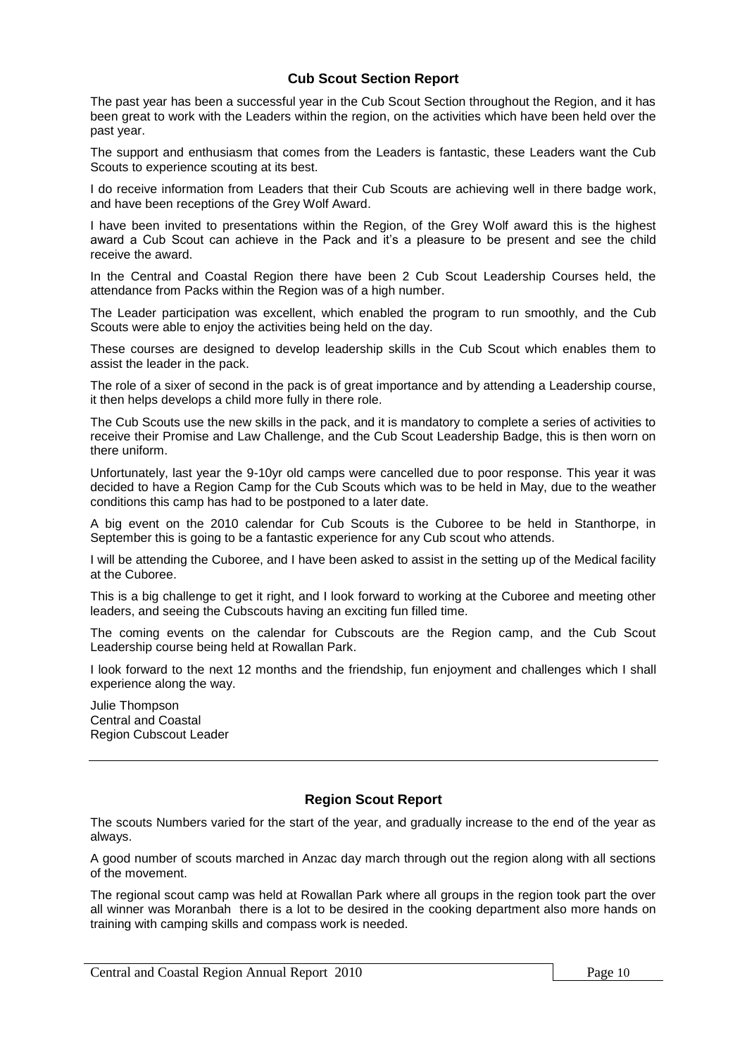## Cub Scout Section Report

The past year has been a successful year in the Cub Scout Section throughout the Region, and it has been great to work with the Leaders within the region, on the activities which have been held over the past year.

The support and enthusiasm that comes from the Leaders is fantastic, these Leaders want the Cub Scouts to experience scouting at its best.

I do receive information from Leaders that their Cub Scouts are achieving well in there badge work, and have been receptions of the Grey Wolf Award.

I have been invited to presentations within the Region, of the Grey Wolf award this is the highest award a Cub Scout can achieve in the Pack and it's a pleasure to be present and see the child receive the award.

In the Central and Coastal Region there have been 2 Cub Scout Leadership Courses held, the attendance from Packs within the Region was of a high number.

The Leader participation was excellent, which enabled the program to run smoothly, and the Cub Scouts were able to enjoy the activities being held on the day.

These courses are designed to develop leadership skills in the Cub Scout which enables them to assist the leader in the pack.

The role of a sixer of second in the pack is of great importance and by attending a Leadership course, it then helps develops a child more fully in there role.

The Cub Scouts use the new skills in the pack, and it is mandatory to complete a series of activities to receive their Promise and Law Challenge, and the Cub Scout Leadership Badge, this is then worn on there uniform.

Unfortunately, last year the 9-10yr old camps were cancelled due to poor response. This year it was decided to have a Region Camp for the Cub Scouts which was to be held in May, due to the weather conditions this camp has had to be postponed to a later date.

A big event on the 2010 calendar for Cub Scouts is the Cuboree to be held in Stanthorpe, in September this is going to be a fantastic experience for any Cub scout who attends.

I will be attending the Cuboree, and I have been asked to assist in the setting up of the Medical facility at the Cuboree.

This is a big challenge to get it right, and I look forward to working at the Cuboree and meeting other leaders, and seeing the Cubscouts having an exciting fun filled time.

The coming events on the calendar for Cubscouts are the Region camp, and the Cub Scout Leadership course being held at Rowallan Park.

I look forward to the next 12 months and the friendship, fun enjoyment and challenges which I shall experience along the way.

Julie Thompson
Central and Coastal
Region Cubscout Leader

---

## Region Scout Report

The scouts Numbers varied for the start of the year, and gradually increase to the end of the year as always.

A good number of scouts marched in Anzac day march through out the region along with all sections of the movement.

The regional scout camp was held at Rowallan Park where all groups in the region took part the over all winner was Moranbah there is a lot to be desired in the cooking department also more hands on training with camping skills and compass work is needed.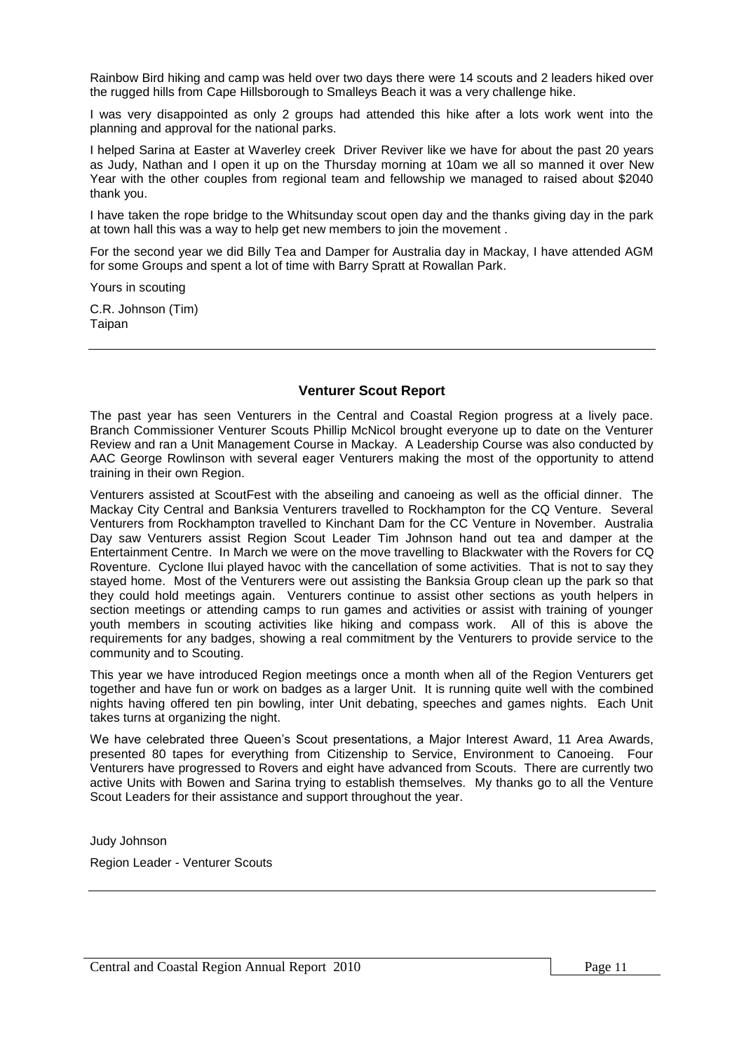Rainbow Bird hiking and camp was held over two days there were 14 scouts and 2 leaders hiked over the rugged hills from Cape Hillsborough to Smalleys Beach it was a very challenge hike.

I was very disappointed as only 2 groups had attended this hike after a lots work went into the planning and approval for the national parks.

I helped Sarina at Easter at Waverley creek Driver Reviver like we have for about the past 20 years as Judy, Nathan and I open it up on the Thursday morning at 10am we all so manned it over New Year with the other couples from regional team and fellowship we managed to raised about $2040 thank you.

I have taken the rope bridge to the Whitsunday scout open day and the thanks giving day in the park at town hall this was a way to help get new members to join the movement .

For the second year we did Billy Tea and Damper for Australia day in Mackay, I have attended AGM for some Groups and spent a lot of time with Barry Spratt at Rowallan Park.

Yours in scouting

C.R. Johnson (Tim)
Taipan

---

## Venturer Scout Report

The past year has seen Venturers in the Central and Coastal Region progress at a lively pace. Branch Commissioner Venturer Scouts Phillip McNicol brought everyone up to date on the Venturer Review and ran a Unit Management Course in Mackay. A Leadership Course was also conducted by AAC George Rowlinson with several eager Venturers making the most of the opportunity to attend training in their own Region.

Venturers assisted at ScoutFest with the abseiling and canoeing as well as the official dinner. The Mackay City Central and Banksia Venturers travelled to Rockhampton for the CQ Venture. Several Venturers from Rockhampton travelled to Kinchant Dam for the CC Venture in November. Australia Day saw Venturers assist Region Scout Leader Tim Johnson hand out tea and damper at the Entertainment Centre. In March we were on the move travelling to Blackwater with the Rovers for CQ Roventure. Cyclone Ilui played havoc with the cancellation of some activities. That is not to say they stayed home. Most of the Venturers were out assisting the Banksia Group clean up the park so that they could hold meetings again. Venturers continue to assist other sections as youth helpers in section meetings or attending camps to run games and activities or assist with training of younger youth members in scouting activities like hiking and compass work. All of this is above the requirements for any badges, showing a real commitment by the Venturers to provide service to the community and to Scouting.

This year we have introduced Region meetings once a month when all of the Region Venturers get together and have fun or work on badges as a larger Unit. It is running quite well with the combined nights having offered ten pin bowling, inter Unit debating, speeches and games nights. Each Unit takes turns at organizing the night.

We have celebrated three Queen's Scout presentations, a Major Interest Award, 11 Area Awards, presented 80 tapes for everything from Citizenship to Service, Environment to Canoeing. Four Venturers have progressed to Rovers and eight have advanced from Scouts. There are currently two active Units with Bowen and Sarina trying to establish themselves. My thanks go to all the Venture Scout Leaders for their assistance and support throughout the year.

Judy Johnson

Region Leader - Venturer Scouts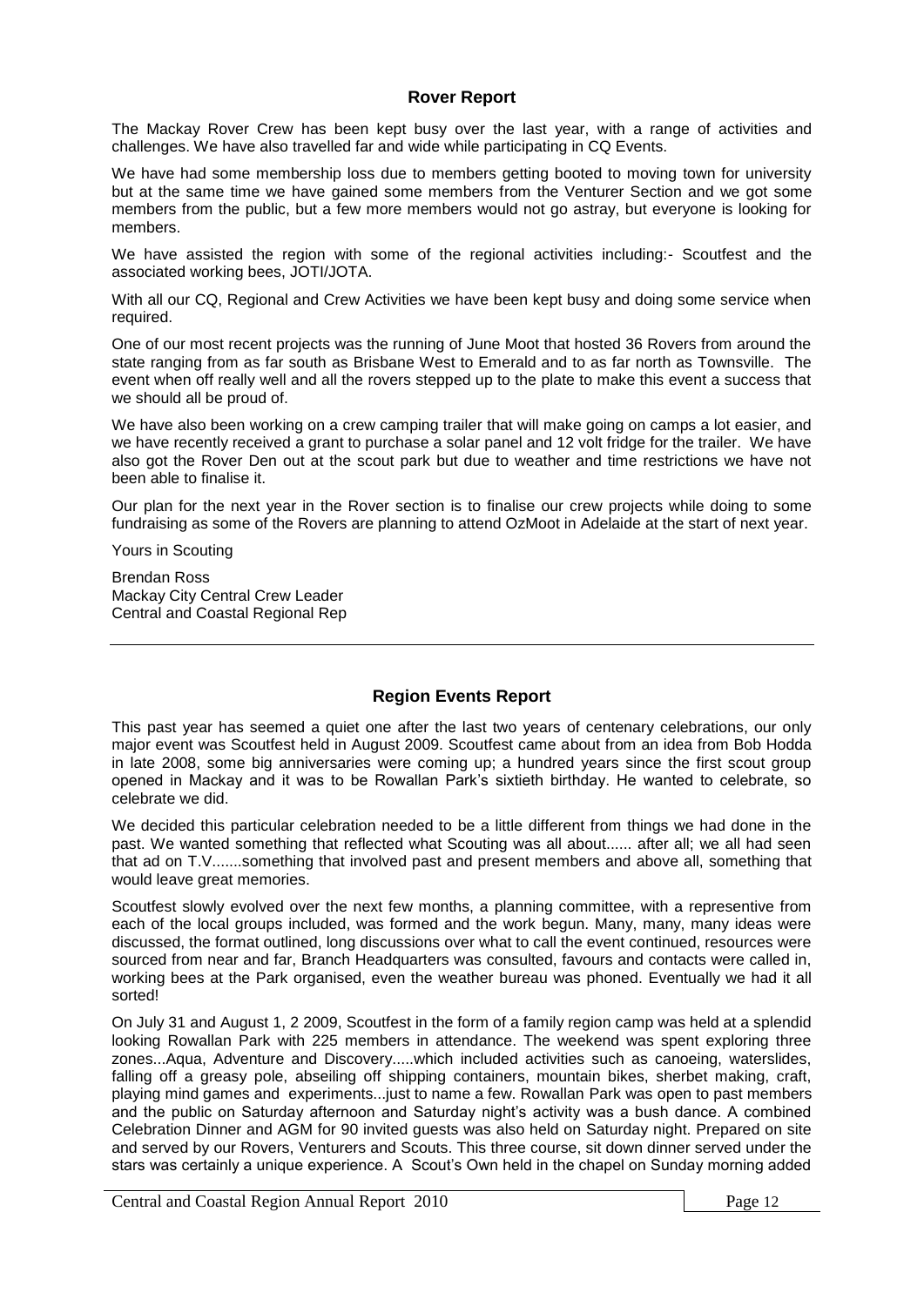## Rover Report

The Mackay Rover Crew has been kept busy over the last year, with a range of activities and challenges. We have also travelled far and wide while participating in CQ Events.

We have had some membership loss due to members getting booted to moving town for university but at the same time we have gained some members from the Venturer Section and we got some members from the public, but a few more members would not go astray, but everyone is looking for members.

We have assisted the region with some of the regional activities including:- Scoutfest and the associated working bees, JOTI/JOTA.

With all our CQ, Regional and Crew Activities we have been kept busy and doing some service when required.

One of our most recent projects was the running of June Moot that hosted 36 Rovers from around the state ranging from as far south as Brisbane West to Emerald and to as far north as Townsville. The event when off really well and all the rovers stepped up to the plate to make this event a success that we should all be proud of.

We have also been working on a crew camping trailer that will make going on camps a lot easier, and we have recently received a grant to purchase a solar panel and 12 volt fridge for the trailer. We have also got the Rover Den out at the scout park but due to weather and time restrictions we have not been able to finalise it.

Our plan for the next year in the Rover section is to finalise our crew projects while doing to some fundraising as some of the Rovers are planning to attend OzMoot in Adelaide at the start of next year.

Yours in Scouting

Brendan Ross
Mackay City Central Crew Leader
Central and Coastal Regional Rep

---

## Region Events Report

This past year has seemed a quiet one after the last two years of centenary celebrations, our only major event was Scoutfest held in August 2009. Scoutfest came about from an idea from Bob Hodda in late 2008, some big anniversaries were coming up; a hundred years since the first scout group opened in Mackay and it was to be Rowallan Park's sixtieth birthday. He wanted to celebrate, so celebrate we did.

We decided this particular celebration needed to be a little different from things we had done in the past. We wanted something that reflected what Scouting was all about...... after all; we all had seen that ad on T.V.......something that involved past and present members and above all, something that would leave great memories.

Scoutfest slowly evolved over the next few months, a planning committee, with a representive from each of the local groups included, was formed and the work begun. Many, many, many ideas were discussed, the format outlined, long discussions over what to call the event continued, resources were sourced from near and far, Branch Headquarters was consulted, favours and contacts were called in, working bees at the Park organised, even the weather bureau was phoned. Eventually we had it all sorted!

On July 31 and August 1, 2 2009, Scoutfest in the form of a family region camp was held at a splendid looking Rowallan Park with 225 members in attendance. The weekend was spent exploring three zones...Aqua, Adventure and Discovery.....which included activities such as canoeing, waterslides, falling off a greasy pole, abseiling off shipping containers, mountain bikes, sherbet making, craft, playing mind games and experiments...just to name a few. Rowallan Park was open to past members and the public on Saturday afternoon and Saturday night's activity was a bush dance. A combined Celebration Dinner and AGM for 90 invited guests was also held on Saturday night. Prepared on site and served by our Rovers, Venturers and Scouts. This three course, sit down dinner served under the stars was certainly a unique experience. A Scout's Own held in the chapel on Sunday morning added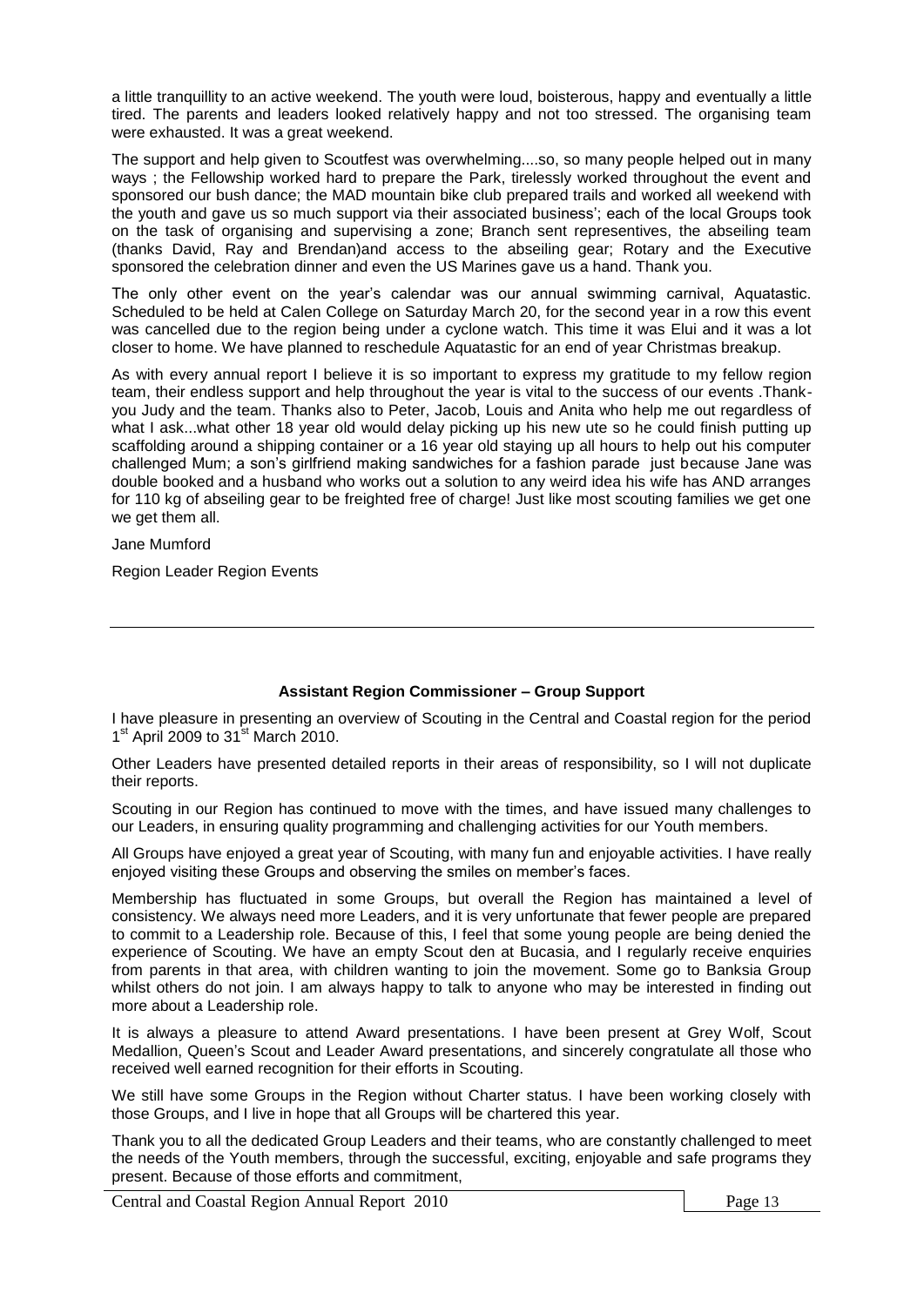a little tranquillity to an active weekend. The youth were loud, boisterous, happy and eventually a little tired. The parents and leaders looked relatively happy and not too stressed. The organising team were exhausted. It was a great weekend.

The support and help given to Scoutfest was overwhelming....so, so many people helped out in many ways ; the Fellowship worked hard to prepare the Park, tirelessly worked throughout the event and sponsored our bush dance; the MAD mountain bike club prepared trails and worked all weekend with the youth and gave us so much support via their associated business'; each of the local Groups took on the task of organising and supervising a zone; Branch sent representives, the abseiling team (thanks David, Ray and Brendan)and access to the abseiling gear; Rotary and the Executive sponsored the celebration dinner and even the US Marines gave us a hand. Thank you.

The only other event on the year's calendar was our annual swimming carnival, Aquatastic. Scheduled to be held at Calen College on Saturday March 20, for the second year in a row this event was cancelled due to the region being under a cyclone watch. This time it was Elui and it was a lot closer to home. We have planned to reschedule Aquatastic for an end of year Christmas breakup.

As with every annual report I believe it is so important to express my gratitude to my fellow region team, their endless support and help throughout the year is vital to the success of our events .Thank-you Judy and the team. Thanks also to Peter, Jacob, Louis and Anita who help me out regardless of what I ask...what other 18 year old would delay picking up his new ute so he could finish putting up scaffolding around a shipping container or a 16 year old staying up all hours to help out his computer challenged Mum; a son's girlfriend making sandwiches for a fashion parade just because Jane was double booked and a husband who works out a solution to any weird idea his wife has AND arranges for 110 kg of abseiling gear to be freighted free of charge! Just like most scouting families we get one we get them all.

Jane Mumford

Region Leader Region Events

---

### Assistant Region Commissioner – Group Support

I have pleasure in presenting an overview of Scouting in the Central and Coastal region for the period 1st April 2009 to 31st March 2010.

Other Leaders have presented detailed reports in their areas of responsibility, so I will not duplicate their reports.

Scouting in our Region has continued to move with the times, and have issued many challenges to our Leaders, in ensuring quality programming and challenging activities for our Youth members.

All Groups have enjoyed a great year of Scouting, with many fun and enjoyable activities. I have really enjoyed visiting these Groups and observing the smiles on member's faces.

Membership has fluctuated in some Groups, but overall the Region has maintained a level of consistency. We always need more Leaders, and it is very unfortunate that fewer people are prepared to commit to a Leadership role. Because of this, I feel that some young people are being denied the experience of Scouting. We have an empty Scout den at Bucasia, and I regularly receive enquiries from parents in that area, with children wanting to join the movement. Some go to Banksia Group whilst others do not join. I am always happy to talk to anyone who may be interested in finding out more about a Leadership role.

It is always a pleasure to attend Award presentations. I have been present at Grey Wolf, Scout Medallion, Queen's Scout and Leader Award presentations, and sincerely congratulate all those who received well earned recognition for their efforts in Scouting.

We still have some Groups in the Region without Charter status. I have been working closely with those Groups, and I live in hope that all Groups will be chartered this year.

Thank you to all the dedicated Group Leaders and their teams, who are constantly challenged to meet the needs of the Youth members, through the successful, exciting, enjoyable and safe programs they present. Because of those efforts and commitment,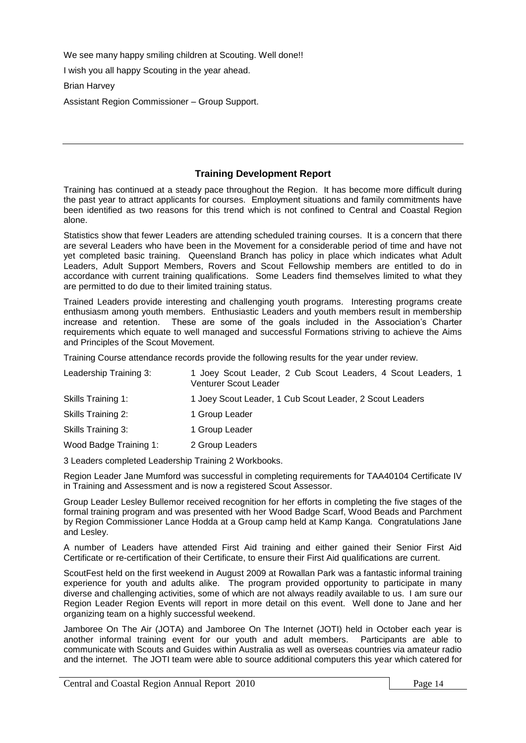We see many happy smiling children at Scouting. Well done!!

I wish you all happy Scouting in the year ahead.

Brian Harvey

Assistant Region Commissioner – Group Support.

---

## Training Development Report

Training has continued at a steady pace throughout the Region. It has become more difficult during the past year to attract applicants for courses. Employment situations and family commitments have been identified as two reasons for this trend which is not confined to Central and Coastal Region alone.

Statistics show that fewer Leaders are attending scheduled training courses. It is a concern that there are several Leaders who have been in the Movement for a considerable period of time and have not yet completed basic training. Queensland Branch has policy in place which indicates what Adult Leaders, Adult Support Members, Rovers and Scout Fellowship members are entitled to do in accordance with current training qualifications. Some Leaders find themselves limited to what they are permitted to do due to their limited training status.

Trained Leaders provide interesting and challenging youth programs. Interesting programs create enthusiasm among youth members. Enthusiastic Leaders and youth members result in membership increase and retention. These are some of the goals included in the Association's Charter requirements which equate to well managed and successful Formations striving to achieve the Aims and Principles of the Scout Movement.

Training Course attendance records provide the following results for the year under review.

| | |
|---|---|
| Leadership Training 3: | 1 Joey Scout Leader, 2 Cub Scout Leaders, 4 Scout Leaders, 1 Venturer Scout Leader |
| Skills Training 1: | 1 Joey Scout Leader, 1 Cub Scout Leader, 2 Scout Leaders |
| Skills Training 2: | 1 Group Leader |
| Skills Training 3: | 1 Group Leader |
| Wood Badge Training 1: | 2 Group Leaders |

3 Leaders completed Leadership Training 2 Workbooks.

Region Leader Jane Mumford was successful in completing requirements for TAA40104 Certificate IV in Training and Assessment and is now a registered Scout Assessor.

Group Leader Lesley Bullemor received recognition for her efforts in completing the five stages of the formal training program and was presented with her Wood Badge Scarf, Wood Beads and Parchment by Region Commissioner Lance Hodda at a Group camp held at Kamp Kanga. Congratulations Jane and Lesley.

A number of Leaders have attended First Aid training and either gained their Senior First Aid Certificate or re-certification of their Certificate, to ensure their First Aid qualifications are current.

ScoutFest held on the first weekend in August 2009 at Rowallan Park was a fantastic informal training experience for youth and adults alike. The program provided opportunity to participate in many diverse and challenging activities, some of which are not always readily available to us. I am sure our Region Leader Region Events will report in more detail on this event. Well done to Jane and her organizing team on a highly successful weekend.

Jamboree On The Air (JOTA) and Jamboree On The Internet (JOTI) held in October each year is another informal training event for our youth and adult members. Participants are able to communicate with Scouts and Guides within Australia as well as overseas countries via amateur radio and the internet. The JOTI team were able to source additional computers this year which catered for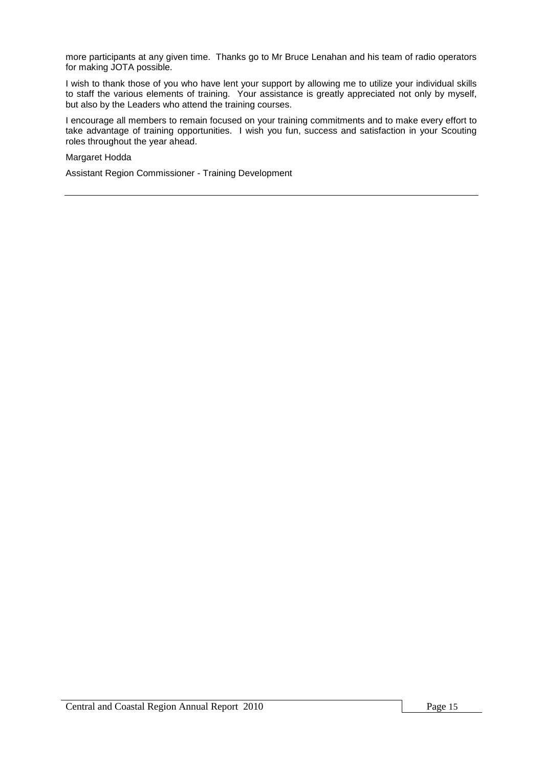more participants at any given time. Thanks go to Mr Bruce Lenahan and his team of radio operators for making JOTA possible.

I wish to thank those of you who have lent your support by allowing me to utilize your individual skills to staff the various elements of training. Your assistance is greatly appreciated not only by myself, but also by the Leaders who attend the training courses.

I encourage all members to remain focused on your training commitments and to make every effort to take advantage of training opportunities. I wish you fun, success and satisfaction in your Scouting roles throughout the year ahead.

Margaret Hodda

Assistant Region Commissioner - Training Development